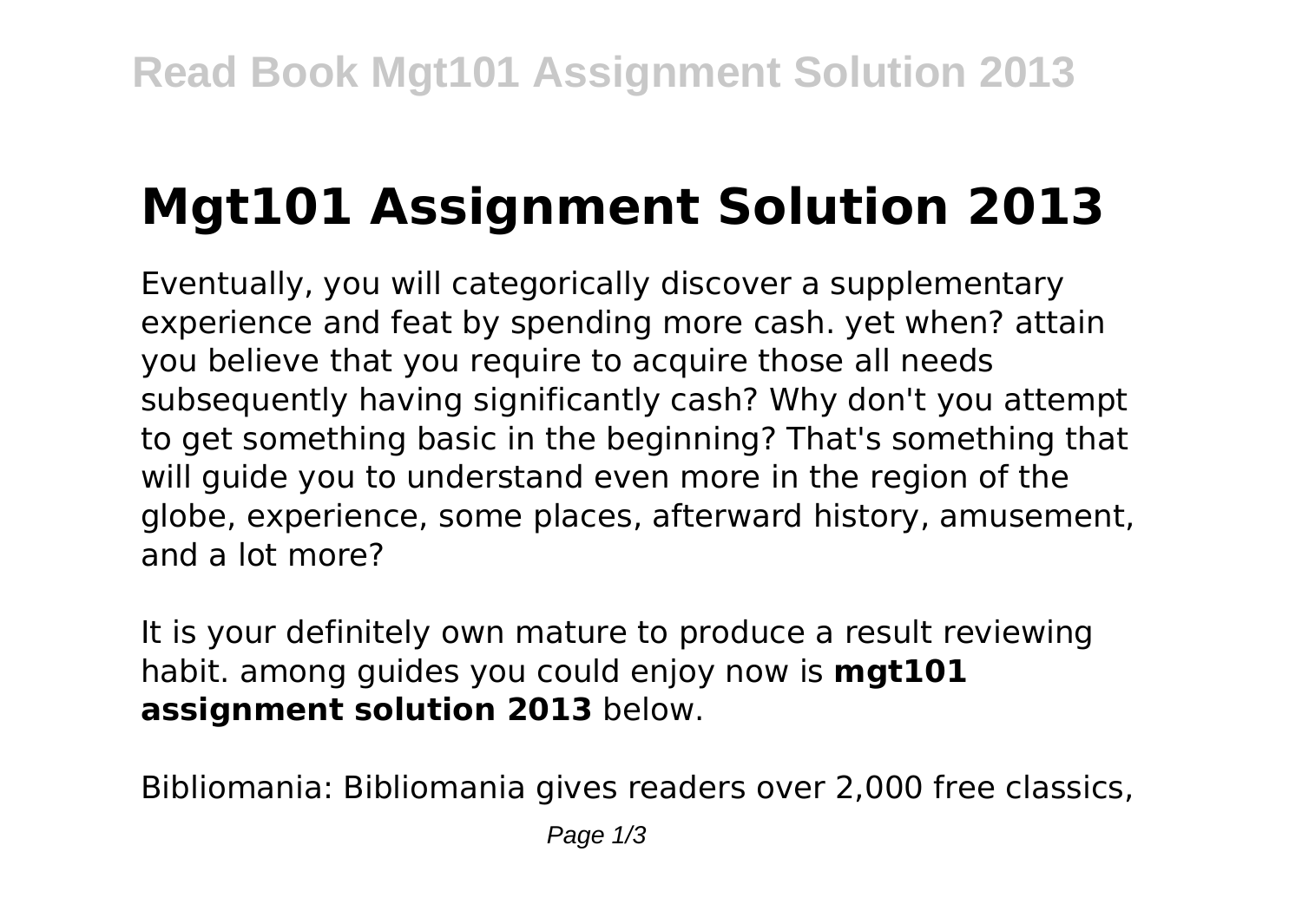# Mgt101 Assignment Solution 2013

Eventually, you will categorically discover a supplementary experience and feat by spending more cash. yet when? attain you believe that you require to acquire those all needs subsequently having significantly cash? Why don't you attempt to get something basic in the beginning? That's something that will guide you to understand even more in the region of the globe, experience, some places, afterward history, amusement, and a lot more?

It is your definitely own mature to produce a result reviewing habit. among guides you could enjoy now is **mgt101 assignment solution 2013** below.

Bibliomania: Bibliomania gives readers over 2,000 free classics,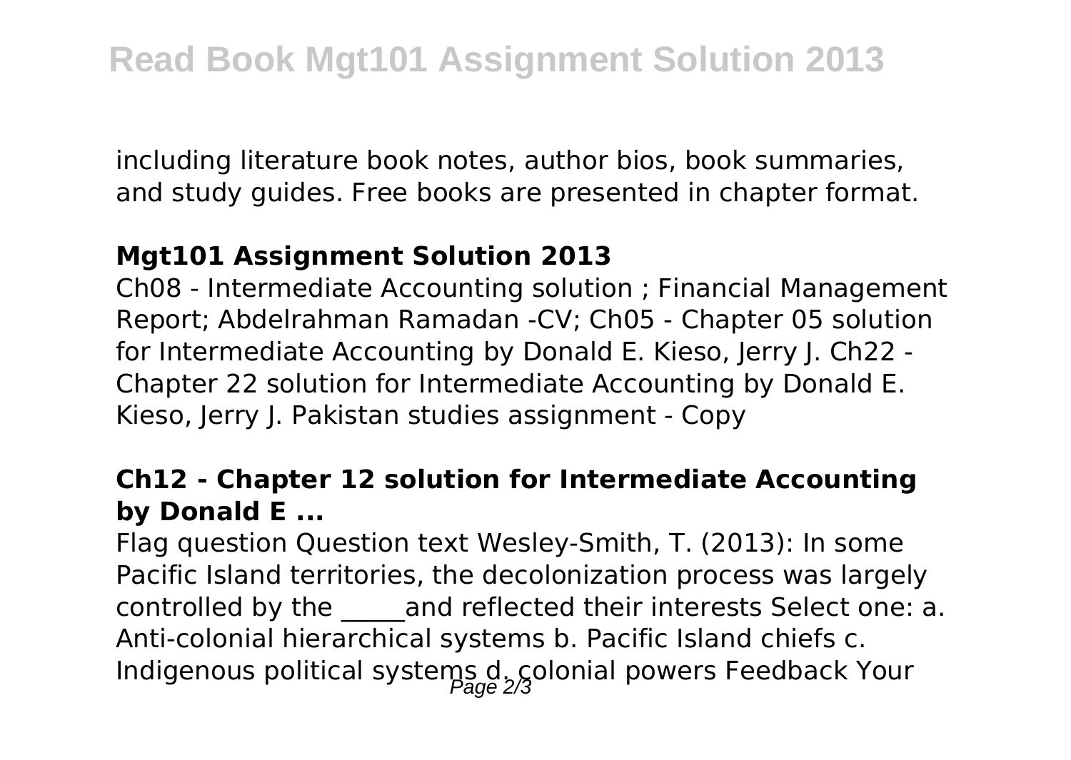including literature book notes, author bios, book summaries, and study guides. Free books are presented in chapter format.

### Mgt101 Assignment Solution 2013

Ch08 - Intermediate Accounting solution ; Financial Management Report; Abdelrahman Ramadan -CV; Ch05 - Chapter 05 solution for Intermediate Accounting by Donald E. Kieso, Jerry J. Ch22 - Chapter 22 solution for Intermediate Accounting by Donald E. Kieso, Jerry J. Pakistan studies assignment - Copy

### Ch12 - Chapter 12 solution for Intermediate Accounting by Donald E ...

Flag question Question text Wesley-Smith, T. (2013): In some Pacific Island territories, the decolonization process was largely controlled by the _____and reflected their interests Select one: a. Anti-colonial hierarchical systems b. Pacific Island chiefs c. Indigenous political systems d. colonial powers Feedback Your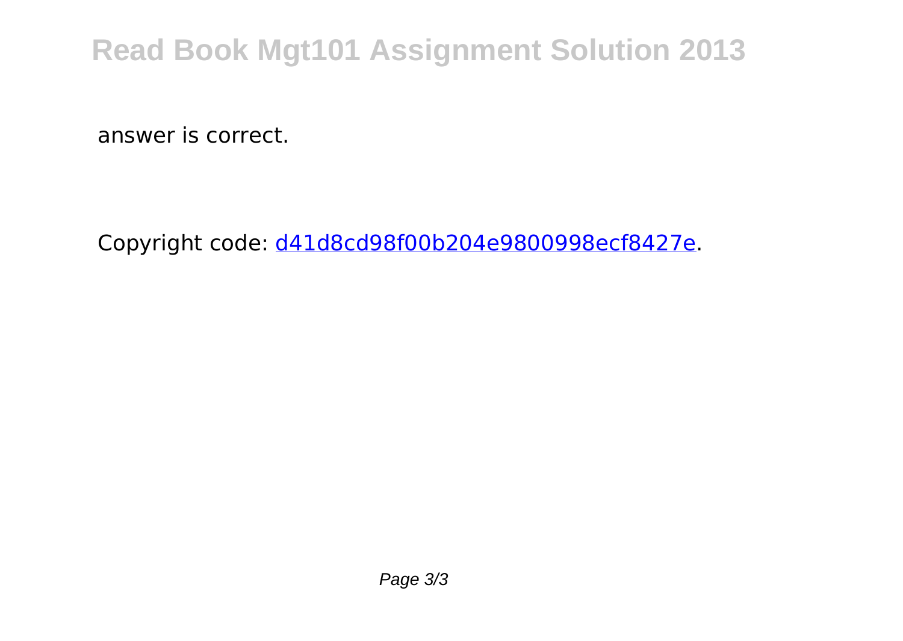answer is correct.

Copyright code: [d41d8cd98f00b204e9800998ecf8427e](d41d8cd98f00b204e9800998ecf8427e).